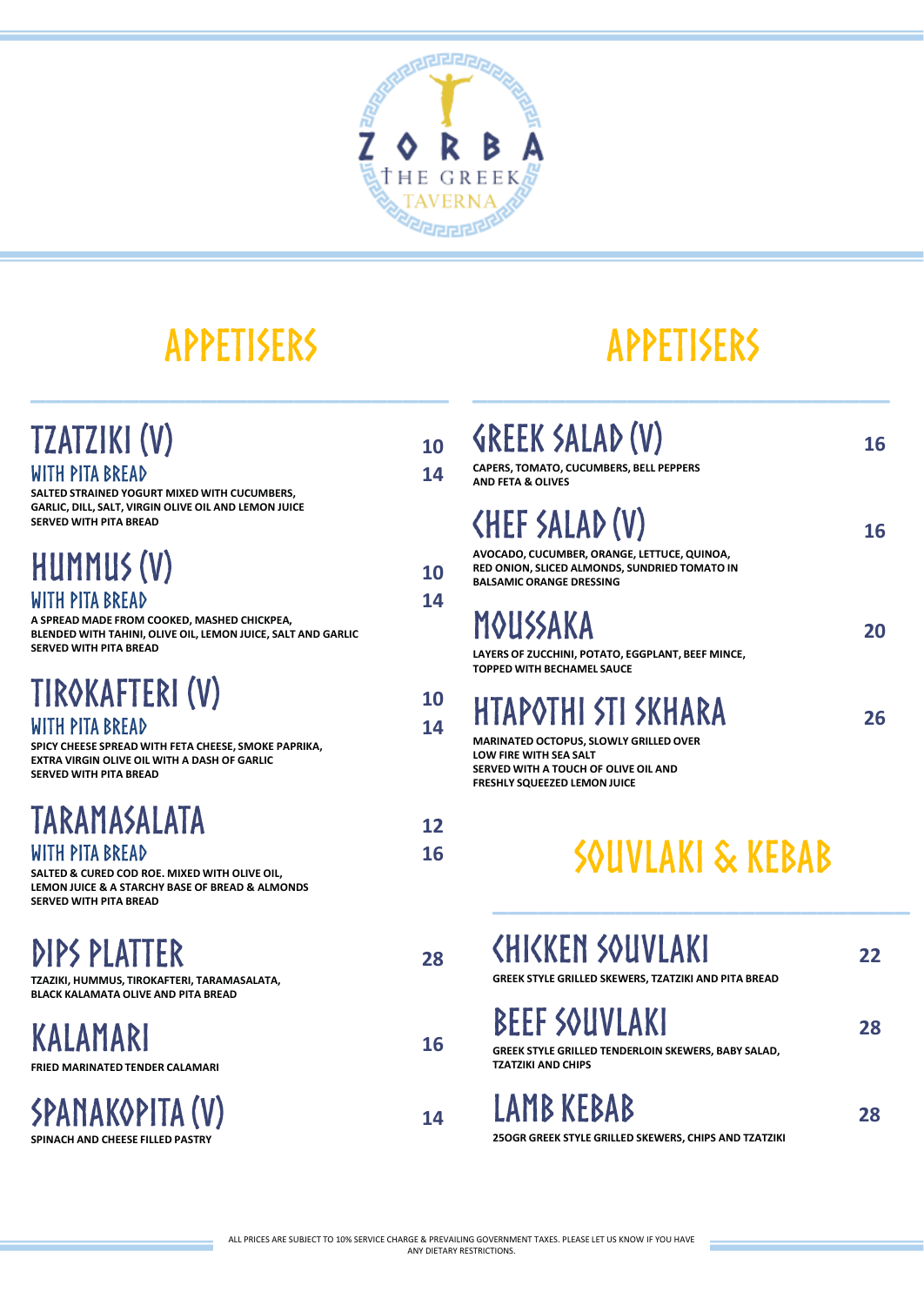# ZORBA THE GREEK TAVERNA

## APPETISERS

### TZATZIKI (V) — 10
**WITH PITA BREAD** — 14

SALTED STRAINED YOGURT MIXED WITH CUCUMBERS, GARLIC, DILL, SALT, VIRGIN OLIVE OIL AND LEMON JUICE SERVED WITH PITA BREAD

### HUMMUS (V) — 10
**WITH PITA BREAD** — 14

A SPREAD MADE FROM COOKED, MASHED CHICKPEA, BLENDED WITH TAHINI, OLIVE OIL, LEMON JUICE, SALT AND GARLIC SERVED WITH PITA BREAD

### TIROKAFTERI (V) — 10
**WITH PITA BREAD** — 14

SPICY CHEESE SPREAD WITH FETA CHEESE, SMOKE PAPRIKA, EXTRA VIRGIN OLIVE OIL WITH A DASH OF GARLIC SERVED WITH PITA BREAD

### TARAMASALATA — 12
**WITH PITA BREAD** — 16

SALTED & CURED COD ROE. MIXED WITH OLIVE OIL, LEMON JUICE & A STARCHY BASE OF BREAD & ALMONDS SERVED WITH PITA BREAD

### DIPS PLATTER — 28

TZAZIKI, HUMMUS, TIROKAFTERI, TARAMASALATA, BLACK KALAMATA OLIVE AND PITA BREAD

### KALAMARI — 16

FRIED MARINATED TENDER CALAMARI

### SPANAKOPITA (V) — 14

SPINACH AND CHEESE FILLED PASTRY

## APPETISERS

### GREEK SALAD (V) — 16

CAPERS, TOMATO, CUCUMBERS, BELL PEPPERS AND FETA & OLIVES

### CHEF SALAD (V) — 16

AVOCADO, CUCUMBER, ORANGE, LETTUCE, QUINOA, RED ONION, SLICED ALMONDS, SUNDRIED TOMATO IN BALSAMIC ORANGE DRESSING

### MOUSSAKA — 20

LAYERS OF ZUCCHINI, POTATO, EGGPLANT, BEEF MINCE, TOPPED WITH BECHAMEL SAUCE

### HTAPOTHI STI SKHARA — 26

MARINATED OCTOPUS, SLOWLY GRILLED OVER LOW FIRE WITH SEA SALT SERVED WITH A TOUCH OF OLIVE OIL AND FRESHLY SQUEEZED LEMON JUICE

## SOUVLAKI & KEBAB

### CHICKEN SOUVLAKI — 22

GREEK STYLE GRILLED SKEWERS, TZATZIKI AND PITA BREAD

### BEEF SOUVLAKI — 28

GREEK STYLE GRILLED TENDERLOIN SKEWERS, BABY SALAD, TZATZIKI AND CHIPS

### LAMB KEBAB — 28

250GR GREEK STYLE GRILLED SKEWERS, CHIPS AND TZATZIKI

ALL PRICES ARE SUBJECT TO 10% SERVICE CHARGE & PREVAILING GOVERNMENT TAXES. PLEASE LET US KNOW IF YOU HAVE ANY DIETARY RESTRICTIONS.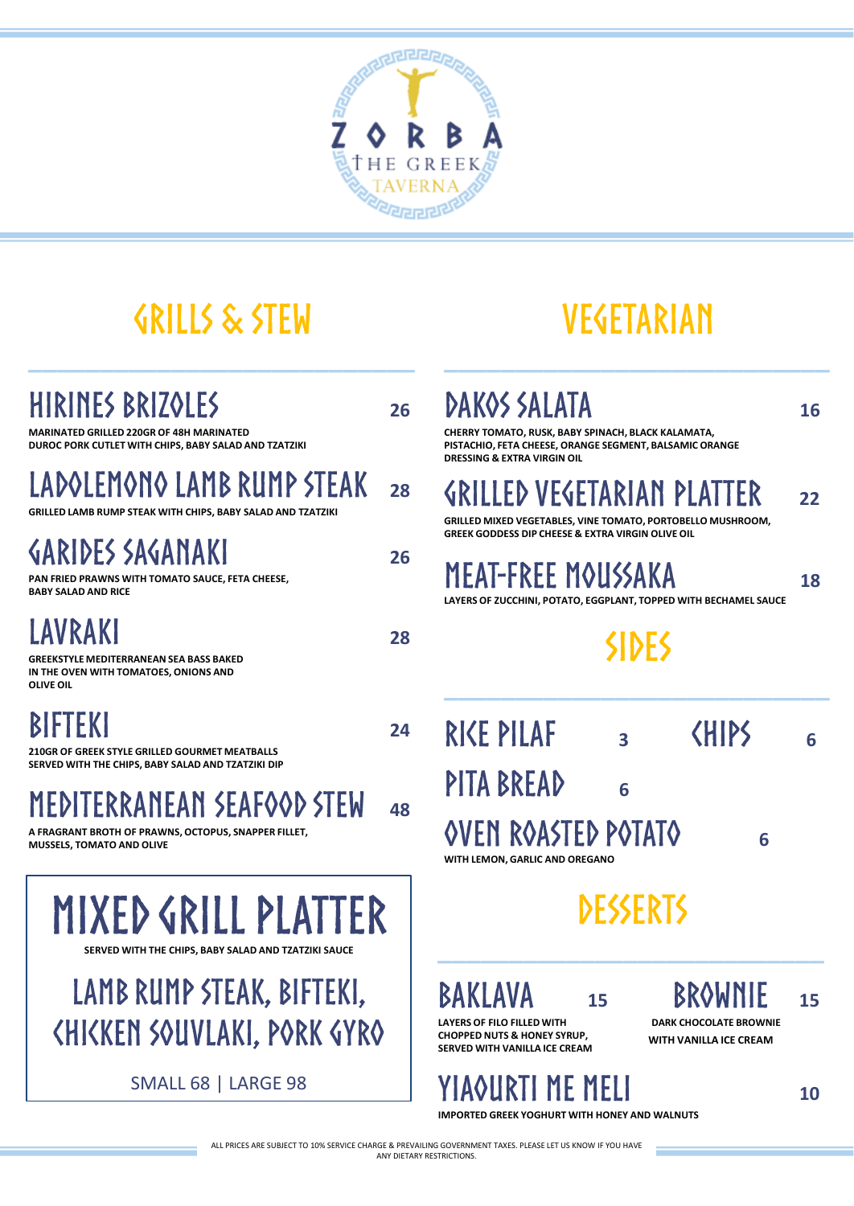ZORBA THE GREEK TAVERNA

## GRILLS & STEW

### HIRINES BRIZOLES — 26

MARINATED GRILLED 220GR OF 48H MARINATED DUROC PORK CUTLET WITH CHIPS, BABY SALAD AND TZATZIKI

### LADOLEMONO LAMB RUMP STEAK — 28

GRILLED LAMB RUMP STEAK WITH CHIPS, BABY SALAD AND TZATZIKI

### GARIDES SAGANAKI — 26

PAN FRIED PRAWNS WITH TOMATO SAUCE, FETA CHEESE, BABY SALAD AND RICE

### LAVRAKI — 28

GREEKSTYLE MEDITERRANEAN SEA BASS BAKED IN THE OVEN WITH TOMATOES, ONIONS AND OLIVE OIL

### BIFTEKI — 24

210GR OF GREEK STYLE GRILLED GOURMET MEATBALLS SERVED WITH THE CHIPS, BABY SALAD AND TZATZIKI DIP

### MEDITERRANEAN SEAFOOD STEW — 48

A FRAGRANT BROTH OF PRAWNS, OCTOPUS, SNAPPER FILLET, MUSSELS, TOMATO AND OLIVE

### MIXED GRILL PLATTER

SERVED WITH THE CHIPS, BABY SALAD AND TZATZIKI SAUCE

LAMB RUMP STEAK, BIFTEKI, CHICKEN SOUVLAKI, PORK GYRO

SMALL 68 | LARGE 98

## VEGETARIAN

### DAKOS SALATA — 16

CHERRY TOMATO, RUSK, BABY SPINACH, BLACK KALAMATA, PISTACHIO, FETA CHEESE, ORANGE SEGMENT, BALSAMIC ORANGE DRESSING & EXTRA VIRGIN OIL

### GRILLED VEGETARIAN PLATTER — 22

GRILLED MIXED VEGETABLES, VINE TOMATO, PORTOBELLO MUSHROOM, GREEK GODDESS DIP CHEESE & EXTRA VIRGIN OLIVE OIL

### MEAT-FREE MOUSSAKA — 18

LAYERS OF ZUCCHINI, POTATO, EGGPLANT, TOPPED WITH BECHAMEL SAUCE

## SIDES

### RICE PILAF — 3

### CHIPS — 6

### PITA BREAD — 6

### OVEN ROASTED POTATO — 6

WITH LEMON, GARLIC AND OREGANO

## DESSERTS

### BAKLAVA — 15

LAYERS OF FILO FILLED WITH CHOPPED NUTS & HONEY SYRUP, SERVED WITH VANILLA ICE CREAM

### BROWNIE — 15

DARK CHOCOLATE BROWNIE WITH VANILLA ICE CREAM

### YIAOURTI ME MELI — 10

IMPORTED GREEK YOGHURT WITH HONEY AND WALNUTS

ALL PRICES ARE SUBJECT TO 10% SERVICE CHARGE & PREVAILING GOVERNMENT TAXES. PLEASE LET US KNOW IF YOU HAVE ANY DIETARY RESTRICTIONS.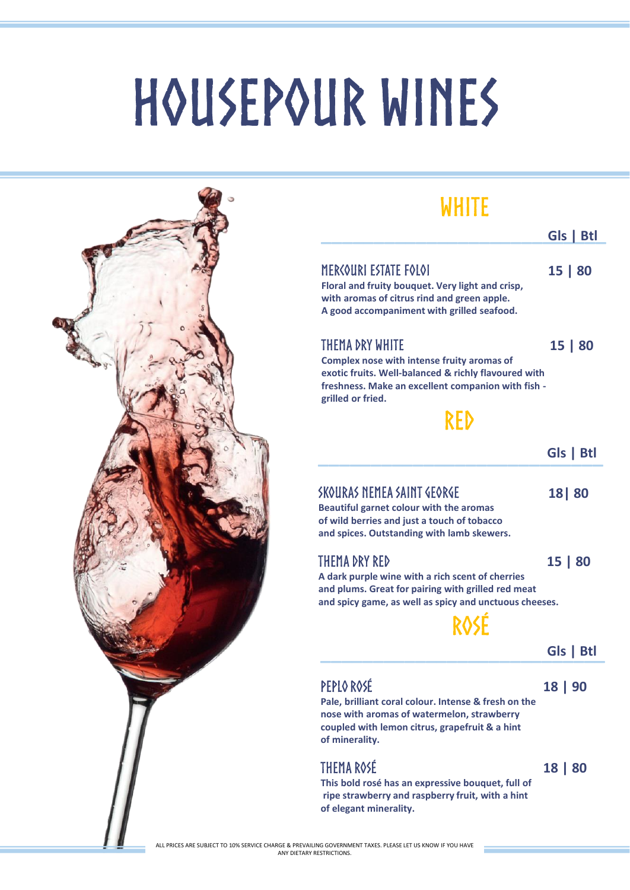# HOUSEPOUR WINES

## WHITE

**Gls | Btl**

### MERCOURI ESTATE FOLOI
**15 | 80**

**Floral and fruity bouquet. Very light and crisp, with aromas of citrus rind and green apple. A good accompaniment with grilled seafood.**

### THEMA DRY WHITE
**15 | 80**

**Complex nose with intense fruity aromas of exotic fruits. Well-balanced & richly flavoured with freshness. Make an excellent companion with fish - grilled or fried.**

## RED

**Gls | Btl**

### SKOURAS NEMEA SAINT GEORGE
**18| 80**

**Beautiful garnet colour with the aromas of wild berries and just a touch of tobacco and spices. Outstanding with lamb skewers.**

### THEMA DRY RED
**15 | 80**

**A dark purple wine with a rich scent of cherries and plums. Great for pairing with grilled red meat and spicy game, as well as spicy and unctuous cheeses.**

## ROSÉ

**Gls | Btl**

### PEPLO ROSÉ
**18 | 90**

**Pale, brilliant coral colour. Intense & fresh on the nose with aromas of watermelon, strawberry coupled with lemon citrus, grapefruit & a hint of minerality.**

### THEMA ROSÉ
**18 | 80**

**This bold rosé has an expressive bouquet, full of ripe strawberry and raspberry fruit, with a hint of elegant minerality.**

ALL PRICES ARE SUBJECT TO 10% SERVICE CHARGE & PREVAILING GOVERNMENT TAXES. PLEASE LET US KNOW IF YOU HAVE ANY DIETARY RESTRICTIONS.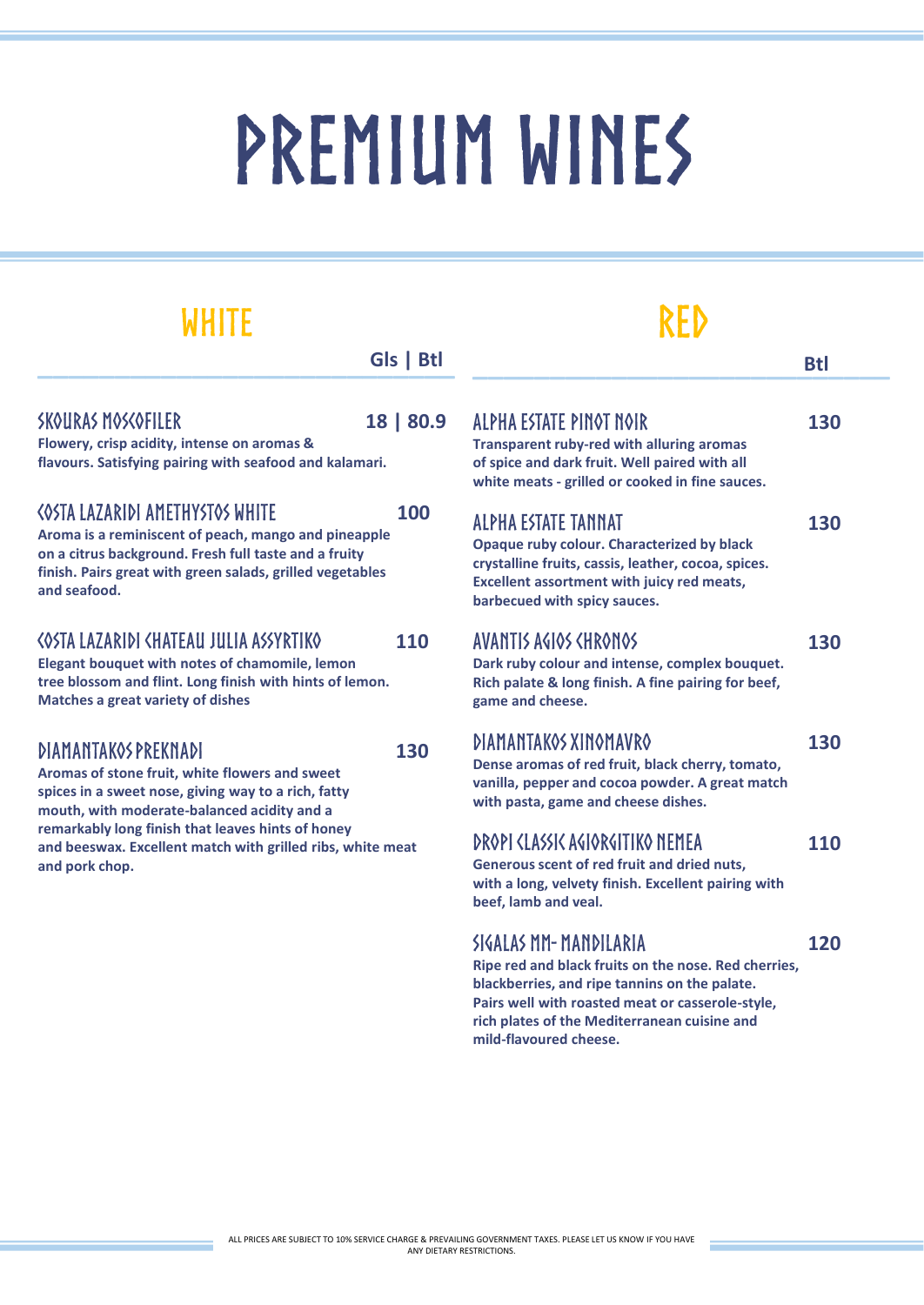# PREMIUM WINES

## WHITE

Gls | Btl

### SKOURAS MOSCOFILER — 18 | 80.9

**Flowery, crisp acidity, intense on aromas & flavours. Satisfying pairing with seafood and kalamari.**

### COSTA LAZARIDI AMETHYSTOS WHITE — 100

**Aroma is a reminiscent of peach, mango and pineapple on a citrus background. Fresh full taste and a fruity finish. Pairs great with green salads, grilled vegetables and seafood.**

### COSTA LAZARIDI CHATEAU JULIA ASSYRTIKO — 110

**Elegant bouquet with notes of chamomile, lemon tree blossom and flint. Long finish with hints of lemon. Matches a great variety of dishes**

### DIAMANTAKOS PREKNADI — 130

**Aromas of stone fruit, white flowers and sweet spices in a sweet nose, giving way to a rich, fatty mouth, with moderate-balanced acidity and a remarkably long finish that leaves hints of honey and beeswax. Excellent match with grilled ribs, white meat and pork chop.**

## RED

Btl

### ALPHA ESTATE PINOT NOIR — 130

**Transparent ruby-red with alluring aromas of spice and dark fruit. Well paired with all white meats - grilled or cooked in fine sauces.**

### ALPHA ESTATE TANNAT — 130

**Opaque ruby colour. Characterized by black crystalline fruits, cassis, leather, cocoa, spices. Excellent assortment with juicy red meats, barbecued with spicy sauces.**

### AVANTIS AGIOS CHRONOS — 130

**Dark ruby colour and intense, complex bouquet. Rich palate & long finish. A fine pairing for beef, game and cheese.**

### DIAMANTAKOS XINOMAVRO — 130

**Dense aromas of red fruit, black cherry, tomato, vanilla, pepper and cocoa powder. A great match with pasta, game and cheese dishes.**

### DROPI CLASSIC AGIORGITIKO NEMEA — 110

**Generous scent of red fruit and dried nuts, with a long, velvety finish. Excellent pairing with beef, lamb and veal.**

### SIGALAS MM- MANDILARIA — 120

**Ripe red and black fruits on the nose. Red cherries, blackberries, and ripe tannins on the palate. Pairs well with roasted meat or casserole-style, rich plates of the Mediterranean cuisine and mild-flavoured cheese.**

ALL PRICES ARE SUBJECT TO 10% SERVICE CHARGE & PREVAILING GOVERNMENT TAXES. PLEASE LET US KNOW IF YOU HAVE ANY DIETARY RESTRICTIONS.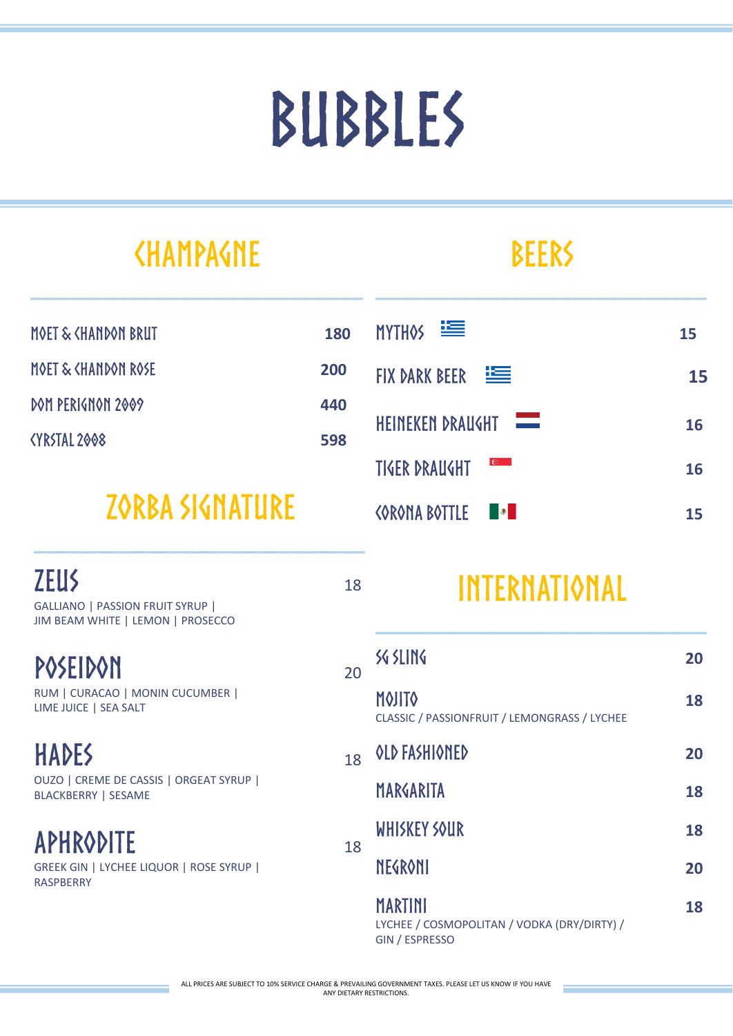# BUBBLES

## CHAMPAGNE

| Item | Price |
|---|---|
| MOET & CHANDON BRUT | 180 |
| MOET & CHANDON ROSE | 200 |
| DOM PERIGNON 2009 | 440 |
| CYRSTAL 2008 | 598 |

## ZORBA SIGNATURE

### ZEUS — 18
GALLIANO | PASSION FRUIT SYRUP | JIM BEAM WHITE | LEMON | PROSECCO

### POSEIDON — 20
RUM | CURACAO | MONIN CUCUMBER | LIME JUICE | SEA SALT

### HADES — 18
OUZO | CREME DE CASSIS | ORGEAT SYRUP | BLACKBERRY | SESAME

### APHRODITE — 18
GREEK GIN | LYCHEE LIQUOR | ROSE SYRUP | RASPBERRY

## BEERS

| Item | Price |
|---|---|
| MYTHOS | 15 |
| FIX DARK BEER | 15 |
| HEINEKEN DRAUGHT | 16 |
| TIGER DRAUGHT | 16 |
| CORONA BOTTLE | 15 |

## INTERNATIONAL

| Item | Price |
|---|---|
| SG SLING | 20 |
| MOJITO<br>CLASSIC / PASSIONFRUIT / LEMONGRASS / LYCHEE | 18 |
| OLD FASHIONED | 20 |
| MARGARITA | 18 |
| WHISKEY SOUR | 18 |
| NEGRONI | 20 |
| MARTINI<br>LYCHEE / COSMOPOLITAN / VODKA (DRY/DIRTY) / GIN / ESPRESSO | 18 |

ALL PRICES ARE SUBJECT TO 10% SERVICE CHARGE & PREVAILING GOVERNMENT TAXES. PLEASE LET US KNOW IF YOU HAVE ANY DIETARY RESTRICTIONS.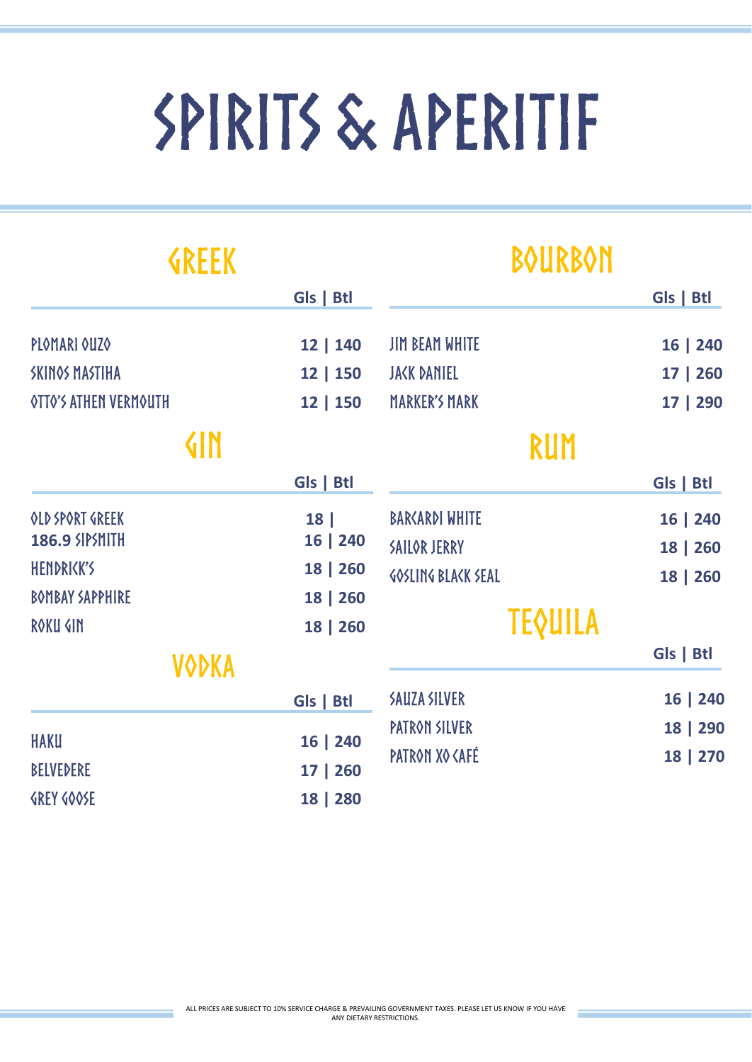# SPIRITS & APERITIF

## GREEK

| | Gls \| Btl |
|---|---|
| PLOMARI OUZO | 12 \| 140 |
| SKINOS MASTIHA | 12 \| 150 |
| OTTO'S ATHEN VERMOUTH | 12 \| 150 |

## GIN

| | Gls \| Btl |
|---|---|
| OLD SPORT GREEK | 18 \| |
| 186.9 SIPSMITH | 16 \| 240 |
| HENDRICK'S | 18 \| 260 |
| BOMBAY SAPPHIRE | 18 \| 260 |
| ROKU GIN | 18 \| 260 |

## VODKA

| | Gls \| Btl |
|---|---|
| HAKU | 16 \| 240 |
| BELVEDERE | 17 \| 260 |
| GREY GOOSE | 18 \| 280 |

## BOURBON

| | Gls \| Btl |
|---|---|
| JIM BEAM WHITE | 16 \| 240 |
| JACK DANIEL | 17 \| 260 |
| MARKER'S MARK | 17 \| 290 |

## RUM

| | Gls \| Btl |
|---|---|
| BARCARDI WHITE | 16 \| 240 |
| SAILOR JERRY | 18 \| 260 |
| GOSLING BLACK SEAL | 18 \| 260 |

## TEQUILA

| | Gls \| Btl |
|---|---|
| SAUZA SILVER | 16 \| 240 |
| PATRON SILVER | 18 \| 290 |
| PATRON XO CAFÉ | 18 \| 270 |

ALL PRICES ARE SUBJECT TO 10% SERVICE CHARGE & PREVAILING GOVERNMENT TAXES. PLEASE LET US KNOW IF YOU HAVE ANY DIETARY RESTRICTIONS.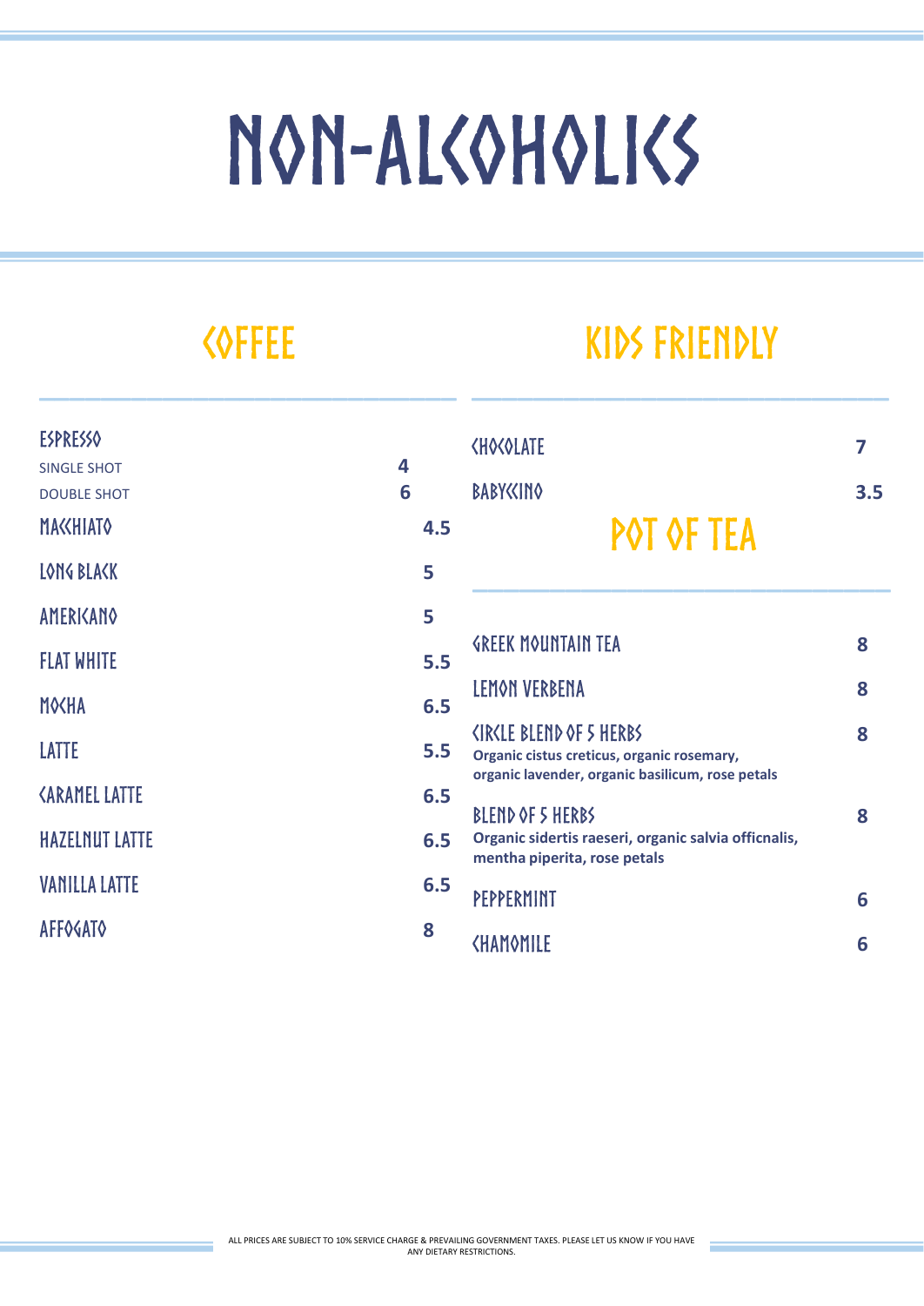# NON-ALCOHOLICS

## COFFEE

| Item | Price |
|---|---|
| ESPRESSO | |
| SINGLE SHOT | 4 |
| DOUBLE SHOT | 6 |
| MACCHIATO | 4.5 |
| LONG BLACK | 5 |
| AMERICANO | 5 |
| FLAT WHITE | 5.5 |
| MOCHA | 6.5 |
| LATTE | 5.5 |
| CARAMEL LATTE | 6.5 |
| HAZELNUT LATTE | 6.5 |
| VANILLA LATTE | 6.5 |
| AFFOGATO | 8 |

## KIDS FRIENDLY

| Item | Price |
|---|---|
| CHOCOLATE | 7 |
| BABYCCINO | 3.5 |

## POT OF TEA

| Item | Price |
|---|---|
| GREEK MOUNTAIN TEA | 8 |
| LEMON VERBENA | 8 |
| CIRCLE BLEND OF 5 HERBS<br>**Organic cistus creticus, organic rosemary, organic lavender, organic basilicum, rose petals** | 8 |
| BLEND OF 5 HERBS<br>**Organic sidertis raeseri, organic salvia officnalis, mentha piperita, rose petals** | 8 |
| PEPPERMINT | 6 |
| CHAMOMILE | 6 |

ALL PRICES ARE SUBJECT TO 10% SERVICE CHARGE & PREVAILING GOVERNMENT TAXES. PLEASE LET US KNOW IF YOU HAVE ANY DIETARY RESTRICTIONS.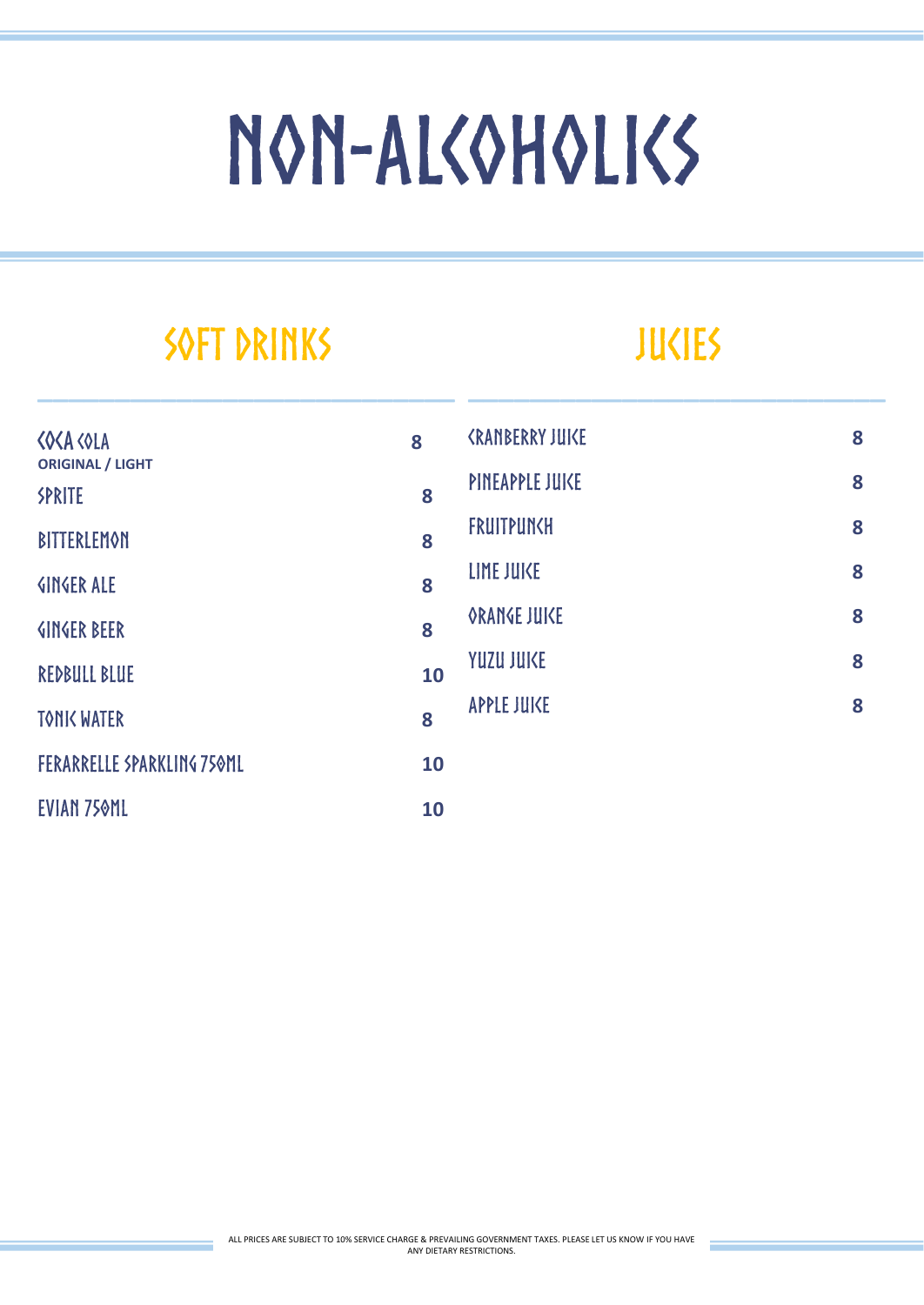# NON-ALCOHOLICS

## SOFT DRINKS

| | |
|---|---|
| COCA COLA<br>ORIGINAL / LIGHT | 8 |
| SPRITE | 8 |
| BITTERLEMON | 8 |
| GINGER ALE | 8 |
| GINGER BEER | 8 |
| REDBULL BLUE | 10 |
| TONIC WATER | 8 |
| FERARRELLE SPARKLING 750ML | 10 |
| EVIAN 750ML | 10 |

## JUCIES

| | |
|---|---|
| CRANBERRY JUICE | 8 |
| PINEAPPLE JUICE | 8 |
| FRUITPUNCH | 8 |
| LIME JUICE | 8 |
| ORANGE JUICE | 8 |
| YUZU JUICE | 8 |
| APPLE JUICE | 8 |

ALL PRICES ARE SUBJECT TO 10% SERVICE CHARGE & PREVAILING GOVERNMENT TAXES. PLEASE LET US KNOW IF YOU HAVE ANY DIETARY RESTRICTIONS.